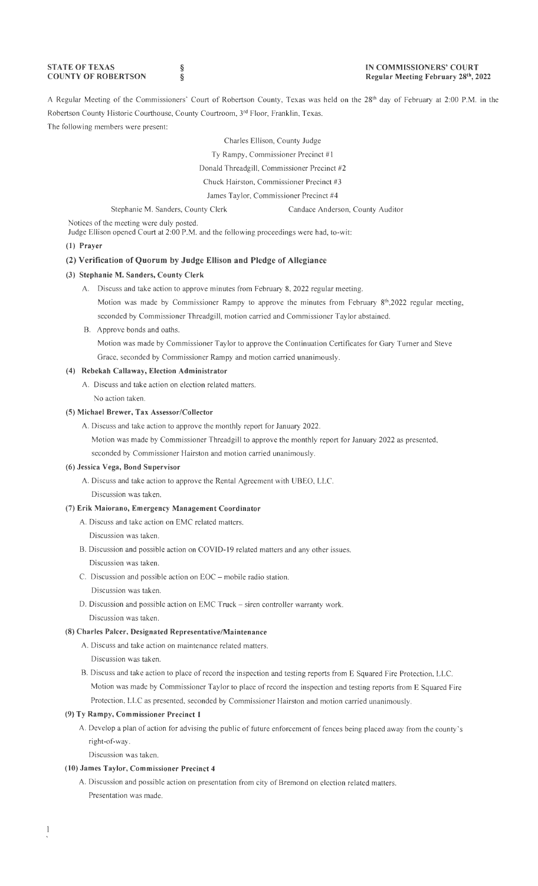**STATE OF TEXAS** §
**COUNTY OF ROBERTSON** §

**IN COMMISSIONERS' COURT**
**Regular Meeting February 28th, 2022**

A Regular Meeting of the Commissioners' Court of Robertson County, Texas was held on the 28th day of February at 2:00 P.M. in the Robertson County Historic Courthouse, County Courtroom, 3rd Floor, Franklin, Texas.

The following members were present:

Charles Ellison, County Judge
Ty Rampy, Commissioner Precinct #1
Donald Threadgill, Commissioner Precinct #2
Chuck Hairston, Commissioner Precinct #3
James Taylor, Commissioner Precinct #4
Stephanie M. Sanders, County Clerk        Candace Anderson, County Auditor

Notices of the meeting were duly posted.
Judge Ellison opened Court at 2:00 P.M. and the following proceedings were had, to-wit:

**(1) Prayer**

**(2) Verification of Quorum by Judge Ellison and Pledge of Allegiance**

**(3) Stephanie M. Sanders, County Clerk**

A. Discuss and take action to approve minutes from February 8, 2022 regular meeting.
Motion was made by Commissioner Rampy to approve the minutes from February 8th,2022 regular meeting, seconded by Commissioner Threadgill, motion carried and Commissioner Taylor abstained.

B. Approve bonds and oaths.
Motion was made by Commissioner Taylor to approve the Continuation Certificates for Gary Turner and Steve Grace, seconded by Commissioner Rampy and motion carried unanimously.

**(4) Rebekah Callaway, Election Administrator**

A. Discuss and take action on election related matters.
No action taken.

**(5) Michael Brewer, Tax Assessor/Collector**

A. Discuss and take action to approve the monthly report for January 2022.
Motion was made by Commissioner Threadgill to approve the monthly report for January 2022 as presented, seconded by Commissioner Hairston and motion carried unanimously.

**(6) Jessica Vega, Bond Supervisor**

A. Discuss and take action to approve the Rental Agreement with UBEO, LLC.
Discussion was taken.

**(7) Erik Maiorano, Emergency Management Coordinator**

A. Discuss and take action on EMC related matters.
Discussion was taken.

B. Discussion and possible action on COVID-19 related matters and any other issues.
Discussion was taken.

C. Discussion and possible action on EOC – mobile radio station.
Discussion was taken.

D. Discussion and possible action on EMC Truck – siren controller warranty work.
Discussion was taken.

**(8) Charles Palcer, Designated Representative/Maintenance**

A. Discuss and take action on maintenance related matters.
Discussion was taken.

B. Discuss and take action to place of record the inspection and testing reports from E Squared Fire Protection, LLC.
Motion was made by Commissioner Taylor to place of record the inspection and testing reports from E Squared Fire Protection, LLC as presented, seconded by Commissioner Hairston and motion carried unanimously.

**(9) Ty Rampy, Commissioner Precinct 1**

A. Develop a plan of action for advising the public of future enforcement of fences being placed away from the county's right-of-way.
Discussion was taken.

**(10) James Taylor, Commissioner Precinct 4**

A. Discussion and possible action on presentation from city of Bremond on election related matters.
Presentation was made.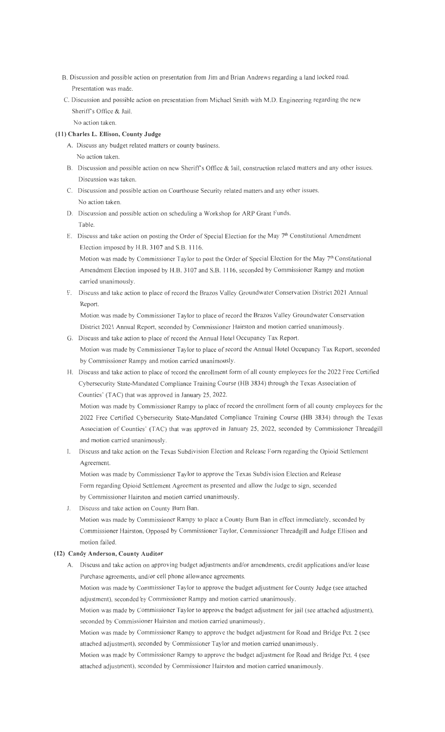B. Discussion and possible action on presentation from Jim and Brian Andrews regarding a land locked road.
   Presentation was made.

C. Discussion and possible action on presentation from Michael Smith with M.D. Engineering regarding the new Sheriff's Office & Jail.
   No action taken.

**(11) Charles L. Ellison, County Judge**

A. Discuss any budget related matters or county business.
   No action taken.

B. Discussion and possible action on new Sheriff's Office & Jail, construction related matters and any other issues.
   Discussion was taken.

C. Discussion and possible action on Courthouse Security related matters and any other issues.
   No action taken.

D. Discussion and possible action on scheduling a Workshop for ARP Grant Funds.
   Table.

E. Discuss and take action on posting the Order of Special Election for the May 7th Constitutional Amendment Election imposed by H.B. 3107 and S.B. 1116.
   Motion was made by Commissioner Taylor to post the Order of Special Election for the May 7th Constitutional Amendment Election imposed by H.B. 3107 and S.B. 1116, seconded by Commissioner Rampy and motion carried unanimously.

F. Discuss and take action to place of record the Brazos Valley Groundwater Conservation District 2021 Annual Report.
   Motion was made by Commissioner Taylor to place of record the Brazos Valley Groundwater Conservation District 2021 Annual Report, seconded by Commissioner Hairston and motion carried unanimously.

G. Discuss and take action to place of record the Annual Hotel Occupancy Tax Report.
   Motion was made by Commissioner Taylor to place of record the Annual Hotel Occupancy Tax Report, seconded by Commissioner Rampy and motion carried unanimously.

H. Discuss and take action to place of record the enrollment form of all county employees for the 2022 Free Certified Cybersecurity State-Mandated Compliance Training Course (HB 3834) through the Texas Association of Counties' (TAC) that was approved in January 25, 2022.
   Motion was made by Commissioner Rampy to place of record the enrollment form of all county employees for the 2022 Free Certified Cybersecurity State-Mandated Compliance Training Course (HB 3834) through the Texas Association of Counties' (TAC) that was approved in January 25, 2022, seconded by Commissioner Threadgill and motion carried unanimously.

I. Discuss and take action on the Texas Subdivision Election and Release Form regarding the Opioid Settlement Agreement.
   Motion was made by Commissioner Taylor to approve the Texas Subdivision Election and Release Form regarding Opioid Settlement Agreement as presented and allow the Judge to sign, seconded by Commissioner Hairston and motion carried unanimously.

J. Discuss and take action on County Burn Ban.
   Motion was made by Commissioner Rampy to place a County Burn Ban in effect immediately, seconded by Commissioner Hairston, Opposed by Commissioner Taylor, Commissioner Threadgill and Judge Ellison and motion failed.

**(12) Candy Anderson, County Auditor**

A. Discuss and take action on approving budget adjustments and/or amendments, credit applications and/or lease Purchase agreements, and/or cell phone allowance agreements.
   Motion was made by Commissioner Taylor to approve the budget adjustment for County Judge (see attached adjustment), seconded by Commissioner Rampy and motion carried unanimously.
   Motion was made by Commissioner Taylor to approve the budget adjustment for jail (see attached adjustment), seconded by Commissioner Hairston and motion carried unanimously.
   Motion was made by Commissioner Rampy to approve the budget adjustment for Road and Bridge Pct. 2 (see attached adjustment), seconded by Commissioner Taylor and motion carried unanimously.
   Motion was made by Commissioner Rampy to approve the budget adjustment for Road and Bridge Pct. 4 (see attached adjustment), seconded by Commissioner Hairston and motion carried unanimously.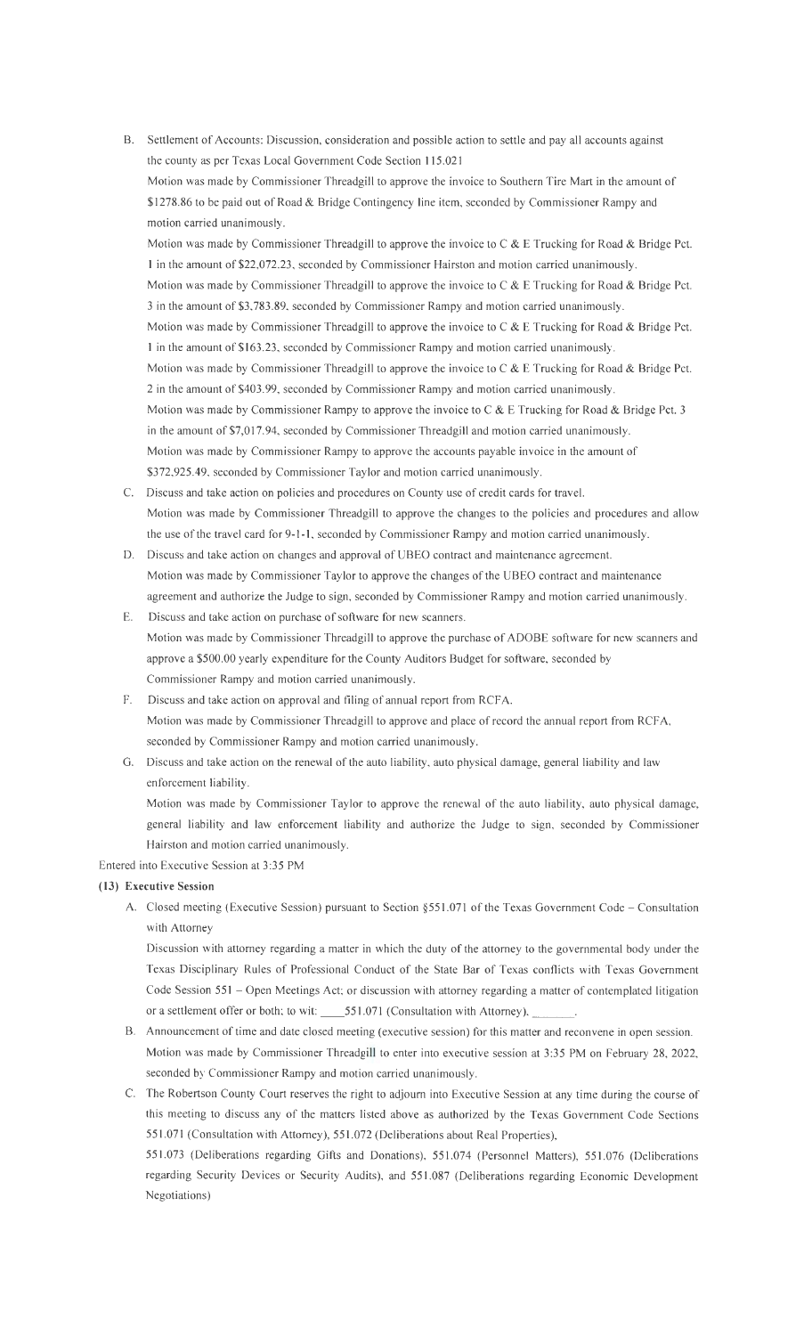B. Settlement of Accounts: Discussion, consideration and possible action to settle and pay all accounts against the county as per Texas Local Government Code Section 115.021

   Motion was made by Commissioner Threadgill to approve the invoice to Southern Tire Mart in the amount of $1278.86 to be paid out of Road & Bridge Contingency line item, seconded by Commissioner Rampy and motion carried unanimously.

   Motion was made by Commissioner Threadgill to approve the invoice to C & E Trucking for Road & Bridge Pct. 1 in the amount of $22,072.23, seconded by Commissioner Hairston and motion carried unanimously.

   Motion was made by Commissioner Threadgill to approve the invoice to C & E Trucking for Road & Bridge Pct. 3 in the amount of $3,783.89, seconded by Commissioner Rampy and motion carried unanimously.

   Motion was made by Commissioner Threadgill to approve the invoice to C & E Trucking for Road & Bridge Pct. 1 in the amount of $163.23, seconded by Commissioner Rampy and motion carried unanimously.

   Motion was made by Commissioner Threadgill to approve the invoice to C & E Trucking for Road & Bridge Pct. 2 in the amount of $403.99, seconded by Commissioner Rampy and motion carried unanimously.

   Motion was made by Commissioner Rampy to approve the invoice to C & E Trucking for Road & Bridge Pct. 3 in the amount of $7,017.94, seconded by Commissioner Threadgill and motion carried unanimously.

   Motion was made by Commissioner Rampy to approve the accounts payable invoice in the amount of $372,925.49, seconded by Commissioner Taylor and motion carried unanimously.

C. Discuss and take action on policies and procedures on County use of credit cards for travel.

   Motion was made by Commissioner Threadgill to approve the changes to the policies and procedures and allow the use of the travel card for 9-1-1, seconded by Commissioner Rampy and motion carried unanimously.

D. Discuss and take action on changes and approval of UBEO contract and maintenance agreement.

   Motion was made by Commissioner Taylor to approve the changes of the UBEO contract and maintenance agreement and authorize the Judge to sign, seconded by Commissioner Rampy and motion carried unanimously.

E. Discuss and take action on purchase of software for new scanners.

   Motion was made by Commissioner Threadgill to approve the purchase of ADOBE software for new scanners and approve a $500.00 yearly expenditure for the County Auditors Budget for software, seconded by Commissioner Rampy and motion carried unanimously.

F. Discuss and take action on approval and filing of annual report from RCFA.

   Motion was made by Commissioner Threadgill to approve and place of record the annual report from RCFA, seconded by Commissioner Rampy and motion carried unanimously.

G. Discuss and take action on the renewal of the auto liability, auto physical damage, general liability and law enforcement liability.

   Motion was made by Commissioner Taylor to approve the renewal of the auto liability, auto physical damage, general liability and law enforcement liability and authorize the Judge to sign, seconded by Commissioner Hairston and motion carried unanimously.

Entered into Executive Session at 3:35 PM

**(13) Executive Session**

A. Closed meeting (Executive Session) pursuant to Section §551.071 of the Texas Government Code – Consultation with Attorney

   Discussion with attorney regarding a matter in which the duty of the attorney to the governmental body under the Texas Disciplinary Rules of Professional Conduct of the State Bar of Texas conflicts with Texas Government Code Session 551 – Open Meetings Act; or discussion with attorney regarding a matter of contemplated litigation or a settlement offer or both; to wit: ____551.071 (Consultation with Attorney). _______.

B. Announcement of time and date closed meeting (executive session) for this matter and reconvene in open session.

   Motion was made by Commissioner Threadgill to enter into executive session at 3:35 PM on February 28, 2022, seconded by Commissioner Rampy and motion carried unanimously.

C. The Robertson County Court reserves the right to adjourn into Executive Session at any time during the course of this meeting to discuss any of the matters listed above as authorized by the Texas Government Code Sections 551.071 (Consultation with Attorney), 551.072 (Deliberations about Real Properties), 551.073 (Deliberations regarding Gifts and Donations), 551.074 (Personnel Matters), 551.076 (Deliberations regarding Security Devices or Security Audits), and 551.087 (Deliberations regarding Economic Development Negotiations)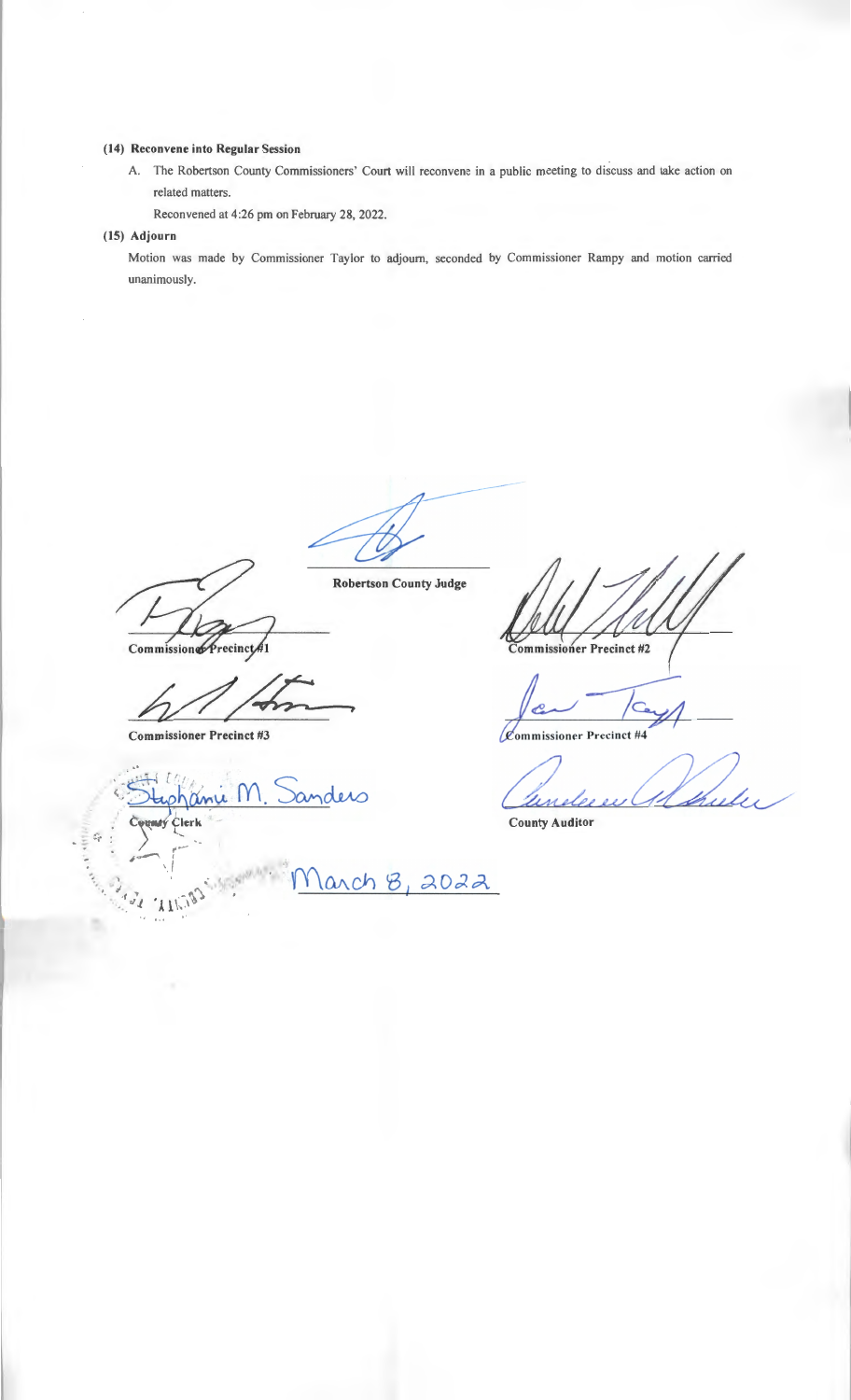**(14) Reconvene into Regular Session**

A. The Robertson County Commissioners' Court will reconvene in a public meeting to discuss and take action on related matters.

Reconvened at 4:26 pm on February 28, 2022.

**(15) Adjourn**

Motion was made by Commissioner Taylor to adjourn, seconded by Commissioner Rampy and motion carried unanimously.

Robertson County Judge

Commissioner Precinct #1

Commissioner Precinct #2

Commissioner Precinct #3

Commissioner Precinct #4

Stephanie M. Sanders

County Clerk

County Auditor

March 8, 2022